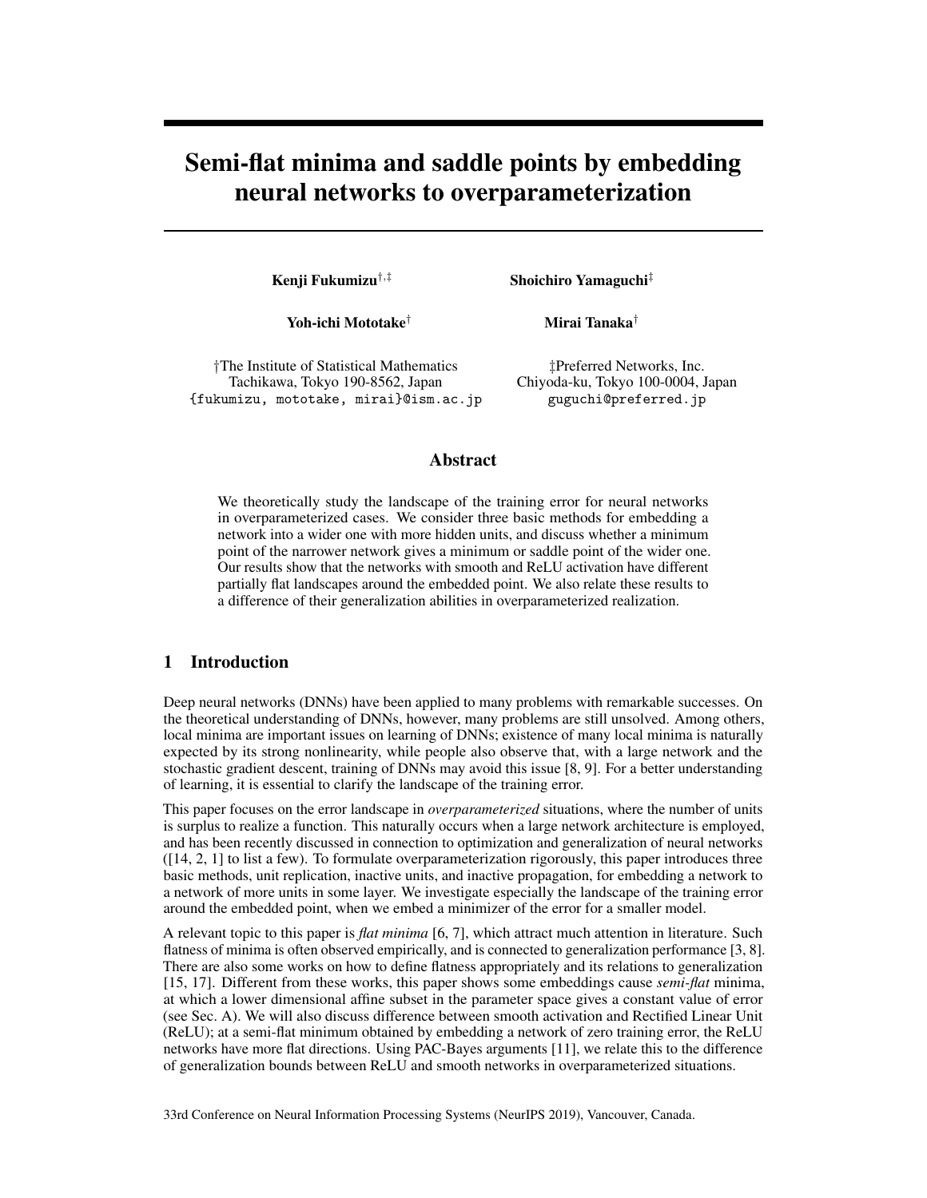# Semi-flat minima and saddle points by embedding neural networks to overparameterization

**Kenji Fukumizu**[†,‡] **Shoichiro Yamaguchi**[‡]

**Yoh-ichi Mototake**[†] **Mirai Tanaka**[†]

†The Institute of Statistical Mathematics
Tachikawa, Tokyo 190-8562, Japan
{fukumizu, mototake, mirai}@ism.ac.jp

‡Preferred Networks, Inc.
Chiyoda-ku, Tokyo 100-0004, Japan
guguchi@preferred.jp

## Abstract

We theoretically study the landscape of the training error for neural networks in overparameterized cases. We consider three basic methods for embedding a network into a wider one with more hidden units, and discuss whether a minimum point of the narrower network gives a minimum or saddle point of the wider one. Our results show that the networks with smooth and ReLU activation have different partially flat landscapes around the embedded point. We also relate these results to a difference of their generalization abilities in overparameterized realization.

## 1 Introduction

Deep neural networks (DNNs) have been applied to many problems with remarkable successes. On the theoretical understanding of DNNs, however, many problems are still unsolved. Among others, local minima are important issues on learning of DNNs; existence of many local minima is naturally expected by its strong nonlinearity, while people also observe that, with a large network and the stochastic gradient descent, training of DNNs may avoid this issue [8, 9]. For a better understanding of learning, it is essential to clarify the landscape of the training error.

This paper focuses on the error landscape in *overparameterized* situations, where the number of units is surplus to realize a function. This naturally occurs when a large network architecture is employed, and has been recently discussed in connection to optimization and generalization of neural networks ([14, 2, 1] to list a few). To formulate overparameterization rigorously, this paper introduces three basic methods, unit replication, inactive units, and inactive propagation, for embedding a network to a network of more units in some layer. We investigate especially the landscape of the training error around the embedded point, when we embed a minimizer of the error for a smaller model.

A relevant topic to this paper is *flat minima* [6, 7], which attract much attention in literature. Such flatness of minima is often observed empirically, and is connected to generalization performance [3, 8]. There are also some works on how to define flatness appropriately and its relations to generalization [15, 17]. Different from these works, this paper shows some embeddings cause *semi-flat* minima, at which a lower dimensional affine subset in the parameter space gives a constant value of error (see Sec. A). We will also discuss difference between smooth activation and Rectified Linear Unit (ReLU); at a semi-flat minimum obtained by embedding a network of zero training error, the ReLU networks have more flat directions. Using PAC-Bayes arguments [11], we relate this to the difference of generalization bounds between ReLU and smooth networks in overparameterized situations.

33rd Conference on Neural Information Processing Systems (NeurIPS 2019), Vancouver, Canada.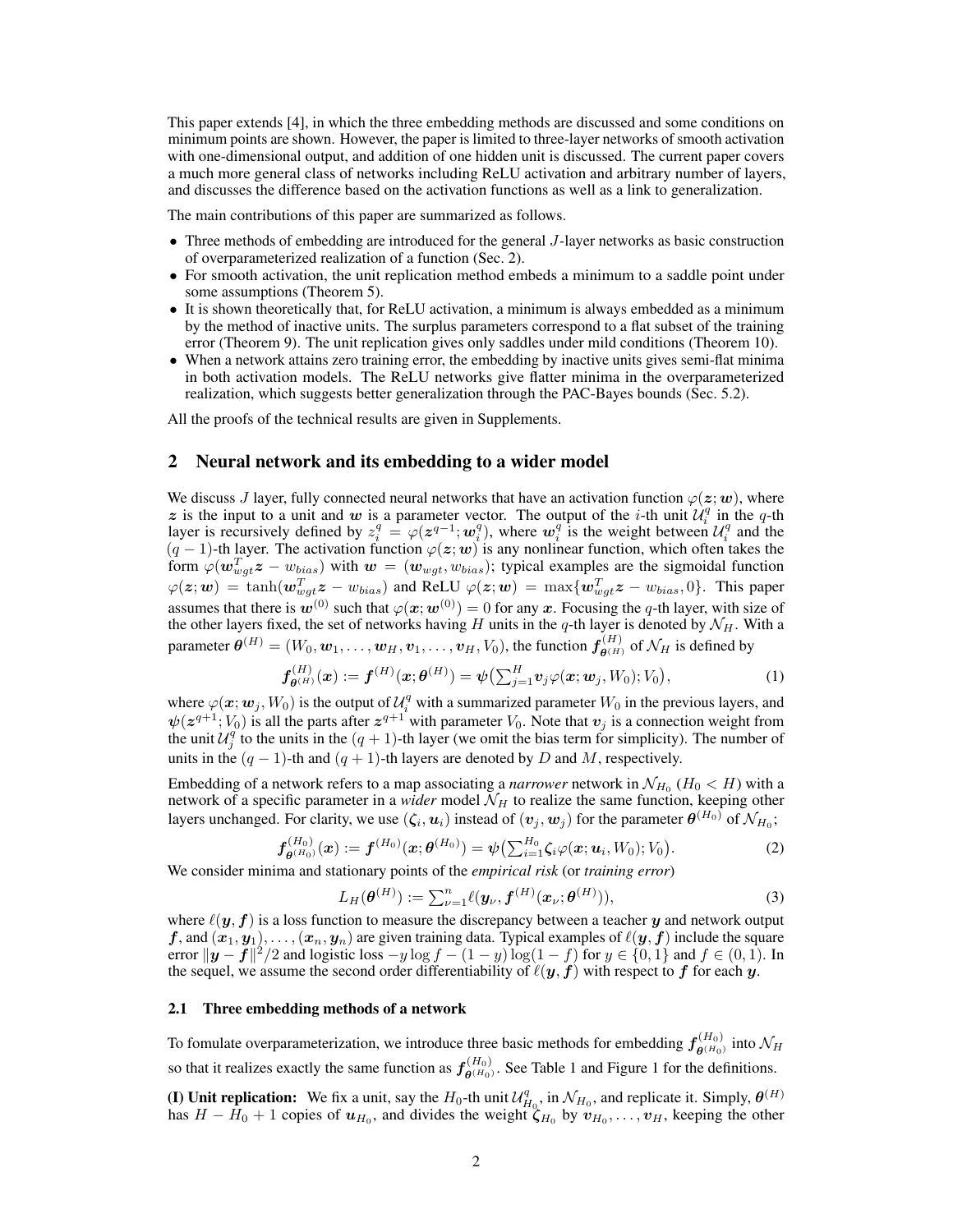This paper extends [4], in which the three embedding methods are discussed and some conditions on minimum points are shown. However, the paper is limited to three-layer networks of smooth activation with one-dimensional output, and addition of one hidden unit is discussed. The current paper covers a much more general class of networks including ReLU activation and arbitrary number of layers, and discusses the difference based on the activation functions as well as a link to generalization.

The main contributions of this paper are summarized as follows.

- Three methods of embedding are introduced for the general $J$-layer networks as basic construction of overparameterized realization of a function (Sec. 2).
- For smooth activation, the unit replication method embeds a minimum to a saddle point under some assumptions (Theorem 5).
- It is shown theoretically that, for ReLU activation, a minimum is always embedded as a minimum by the method of inactive units. The surplus parameters correspond to a flat subset of the training error (Theorem 9). The unit replication gives only saddles under mild conditions (Theorem 10).
- When a network attains zero training error, the embedding by inactive units gives semi-flat minima in both activation models. The ReLU networks give flatter minima in the overparameterized realization, which suggests better generalization through the PAC-Bayes bounds (Sec. 5.2).

All the proofs of the technical results are given in Supplements.

## 2 Neural network and its embedding to a wider model

We discuss $J$ layer, fully connected neural networks that have an activation function $\varphi(\boldsymbol{z};\boldsymbol{w})$, where $\boldsymbol{z}$ is the input to a unit and $\boldsymbol{w}$ is a parameter vector. The output of the $i$-th unit $\mathcal{U}_i^q$ in the $q$-th layer is recursively defined by $z_i^q = \varphi(\boldsymbol{z}^{q-1};\boldsymbol{w}_i^q)$, where $\boldsymbol{w}_i^q$ is the weight between $\mathcal{U}_i^q$ and the $(q-1)$-th layer. The activation function $\varphi(\boldsymbol{z};\boldsymbol{w})$ is any nonlinear function, which often takes the form $\varphi(\boldsymbol{w}_{wgt}^T\boldsymbol{z} - w_{bias})$ with $\boldsymbol{w} = (\boldsymbol{w}_{wgt}, w_{bias})$; typical examples are the sigmoidal function $\varphi(\boldsymbol{z};\boldsymbol{w}) = \tanh(\boldsymbol{w}_{wgt}^T\boldsymbol{z} - w_{bias})$ and ReLU $\varphi(\boldsymbol{z};\boldsymbol{w}) = \max\{\boldsymbol{w}_{wgt}^T\boldsymbol{z} - w_{bias}, 0\}$. This paper assumes that there is $\boldsymbol{w}^{(0)}$ such that $\varphi(\boldsymbol{x};\boldsymbol{w}^{(0)}) = 0$ for any $\boldsymbol{x}$. Focusing the $q$-th layer, with size of the other layers fixed, the set of networks having $H$ units in the $q$-th layer is denoted by $\mathcal{N}_H$. With a parameter $\boldsymbol{\theta}^{(H)} = (W_0, \boldsymbol{w}_1, \ldots, \boldsymbol{w}_H, \boldsymbol{v}_1, \ldots, \boldsymbol{v}_H, V_0)$, the function $\boldsymbol{f}^{(H)}_{\boldsymbol{\theta}^{(H)}}$ of $\mathcal{N}_H$ is defined by

$$\boldsymbol{f}^{(H)}_{\boldsymbol{\theta}^{(H)}}(\boldsymbol{x}) := \boldsymbol{f}^{(H)}(\boldsymbol{x};\boldsymbol{\theta}^{(H)}) = \boldsymbol{\psi}\big(\textstyle\sum_{j=1}^{H} \boldsymbol{v}_j \varphi(\boldsymbol{x};\boldsymbol{w}_j, W_0); V_0\big), \tag{1}$$

where $\varphi(\boldsymbol{x};\boldsymbol{w}_j, W_0)$ is the output of $\mathcal{U}_i^q$ with a summarized parameter $W_0$ in the previous layers, and $\boldsymbol{\psi}(\boldsymbol{z}^{q+1}; V_0)$ is all the parts after $\boldsymbol{z}^{q+1}$ with parameter $V_0$. Note that $\boldsymbol{v}_j$ is a connection weight from the unit $\mathcal{U}_j^q$ to the units in the $(q+1)$-th layer (we omit the bias term for simplicity). The number of units in the $(q-1)$-th and $(q+1)$-th layers are denoted by $D$ and $M$, respectively.

Embedding of a network refers to a map associating a *narrower* network in $\mathcal{N}_{H_0}$ $(H_0 < H)$ with a network of a specific parameter in a *wider* model $\mathcal{N}_H$ to realize the same function, keeping other layers unchanged. For clarity, we use $(\boldsymbol{\zeta}_i, \boldsymbol{u}_i)$ instead of $(\boldsymbol{v}_j, \boldsymbol{w}_j)$ for the parameter $\boldsymbol{\theta}^{(H_0)}$ of $\mathcal{N}_{H_0}$;

$$\boldsymbol{f}^{(H_0)}_{\boldsymbol{\theta}^{(H_0)}}(\boldsymbol{x}) := \boldsymbol{f}^{(H_0)}(\boldsymbol{x};\boldsymbol{\theta}^{(H_0)}) = \boldsymbol{\psi}\big(\textstyle\sum_{i=1}^{H_0} \boldsymbol{\zeta}_i \varphi(\boldsymbol{x};\boldsymbol{u}_i, W_0); V_0\big). \tag{2}$$

We consider minima and stationary points of the *empirical risk* (or *training error*)

$$L_H(\boldsymbol{\theta}^{(H)}) := \textstyle\sum_{\nu=1}^{n} \ell(\boldsymbol{y}_\nu, \boldsymbol{f}^{(H)}(\boldsymbol{x}_\nu;\boldsymbol{\theta}^{(H)})), \tag{3}$$

where $\ell(\boldsymbol{y}, \boldsymbol{f})$ is a loss function to measure the discrepancy between a teacher $\boldsymbol{y}$ and network output $\boldsymbol{f}$, and $(\boldsymbol{x}_1, \boldsymbol{y}_1), \ldots, (\boldsymbol{x}_n, \boldsymbol{y}_n)$ are given training data. Typical examples of $\ell(\boldsymbol{y}, \boldsymbol{f})$ include the square error $\|\boldsymbol{y} - \boldsymbol{f}\|^2/2$ and logistic loss $-y\log f - (1-y)\log(1-f)$ for $y \in \{0, 1\}$ and $f \in (0, 1)$. In the sequel, we assume the second order differentiability of $\ell(\boldsymbol{y}, \boldsymbol{f})$ with respect to $\boldsymbol{f}$ for each $\boldsymbol{y}$.

### 2.1 Three embedding methods of a network

To fomulate overparameterization, we introduce three basic methods for embedding $\boldsymbol{f}^{(H_0)}_{\boldsymbol{\theta}^{(H_0)}}$ into $\mathcal{N}_H$ so that it realizes exactly the same function as $\boldsymbol{f}^{(H_0)}_{\boldsymbol{\theta}^{(H_0)}}$. See Table 1 and Figure 1 for the definitions.

**(I) Unit replication:** We fix a unit, say the $H_0$-th unit $\mathcal{U}_{H_0}^q$, in $\mathcal{N}_{H_0}$, and replicate it. Simply, $\boldsymbol{\theta}^{(H)}$ has $H - H_0 + 1$ copies of $\boldsymbol{u}_{H_0}$, and divides the weight $\boldsymbol{\zeta}_{H_0}$ by $\boldsymbol{v}_{H_0}, \ldots, \boldsymbol{v}_H$, keeping the other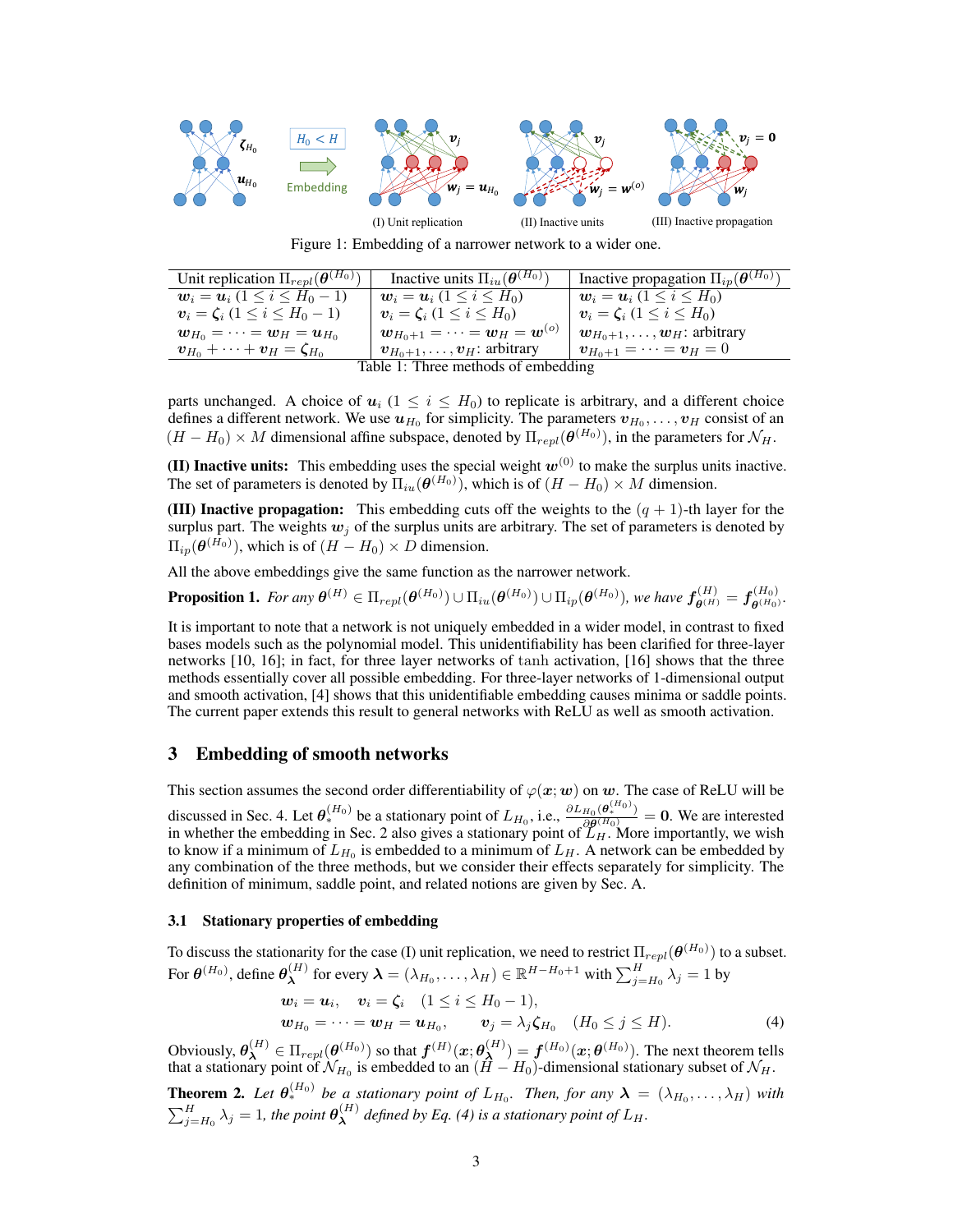Figure 1: Embedding of a narrower network to a wider one.

| Unit replication $\Pi_{repl}(\boldsymbol{\theta}^{(H_0)})$ | Inactive units $\Pi_{iu}(\boldsymbol{\theta}^{(H_0)})$ | Inactive propagation $\Pi_{ip}(\boldsymbol{\theta}^{(H_0)})$ |
|---|---|---|
| $\boldsymbol{w}_i = \boldsymbol{u}_i$ $(1 \le i \le H_0 - 1)$ | $\boldsymbol{w}_i = \boldsymbol{u}_i$ $(1 \le i \le H_0)$ | $\boldsymbol{w}_i = \boldsymbol{u}_i$ $(1 \le i \le H_0)$ |
| $\boldsymbol{v}_i = \boldsymbol{\zeta}_i$ $(1 \le i \le H_0 - 1)$ | $\boldsymbol{v}_i = \boldsymbol{\zeta}_i$ $(1 \le i \le H_0)$ | $\boldsymbol{v}_i = \boldsymbol{\zeta}_i$ $(1 \le i \le H_0)$ |
| $\boldsymbol{w}_{H_0} = \cdots = \boldsymbol{w}_H = \boldsymbol{u}_{H_0}$ | $\boldsymbol{w}_{H_0+1} = \cdots = \boldsymbol{w}_H = \boldsymbol{w}^{(o)}$ | $\boldsymbol{w}_{H_0+1}, \ldots, \boldsymbol{w}_H$: arbitrary |
| $\boldsymbol{v}_{H_0} + \cdots + \boldsymbol{v}_H = \boldsymbol{\zeta}_{H_0}$ | $\boldsymbol{v}_{H_0+1}, \ldots, \boldsymbol{v}_H$: arbitrary | $\boldsymbol{v}_{H_0+1} = \cdots = \boldsymbol{v}_H = 0$ |

Table 1: Three methods of embedding

parts unchanged. A choice of $\boldsymbol{u}_i$ $(1 \le i \le H_0)$ to replicate is arbitrary, and a different choice defines a different network. We use $\boldsymbol{u}_{H_0}$ for simplicity. The parameters $\boldsymbol{v}_{H_0}, \ldots, \boldsymbol{v}_H$ consist of an $(H - H_0) \times M$ dimensional affine subspace, denoted by $\Pi_{repl}(\boldsymbol{\theta}^{(H_0)})$, in the parameters for $\mathcal{N}_H$.

**(II) Inactive units:** This embedding uses the special weight $\boldsymbol{w}^{(0)}$ to make the surplus units inactive. The set of parameters is denoted by $\Pi_{iu}(\boldsymbol{\theta}^{(H_0)})$, which is of $(H - H_0) \times M$ dimension.

**(III) Inactive propagation:** This embedding cuts off the weights to the $(q+1)$-th layer for the surplus part. The weights $\boldsymbol{w}_j$ of the surplus units are arbitrary. The set of parameters is denoted by $\Pi_{ip}(\boldsymbol{\theta}^{(H_0)})$, which is of $(H - H_0) \times D$ dimension.

All the above embeddings give the same function as the narrower network.

**Proposition 1.** *For any $\boldsymbol{\theta}^{(H)} \in \Pi_{repl}(\boldsymbol{\theta}^{(H_0)}) \cup \Pi_{iu}(\boldsymbol{\theta}^{(H_0)}) \cup \Pi_{ip}(\boldsymbol{\theta}^{(H_0)})$, we have $\boldsymbol{f}^{(H)}_{\boldsymbol{\theta}^{(H)}} = \boldsymbol{f}^{(H_0)}_{\boldsymbol{\theta}^{(H_0)}}$.*

It is important to note that a network is not uniquely embedded in a wider model, in contrast to fixed bases models such as the polynomial model. This unidentifiability has been clarified for three-layer networks [10, 16]; in fact, for three layer networks of tanh activation, [16] shows that the three methods essentially cover all possible embedding. For three-layer networks of 1-dimensional output and smooth activation, [4] shows that this unidentifiable embedding causes minima or saddle points. The current paper extends this result to general networks with ReLU as well as smooth activation.

## 3 Embedding of smooth networks

This section assumes the second order differentiability of $\varphi(\boldsymbol{x}; \boldsymbol{w})$ on $\boldsymbol{w}$. The case of ReLU will be discussed in Sec. 4. Let $\boldsymbol{\theta}_*^{(H_0)}$ be a stationary point of $L_{H_0}$, i.e., $\frac{\partial L_{H_0}(\boldsymbol{\theta}_*^{(H_0)})}{\partial \boldsymbol{\theta}^{(H_0)}} = \boldsymbol{0}$. We are interested in whether the embedding in Sec. 2 also gives a stationary point of $L_H$. More importantly, we wish to know if a minimum of $L_{H_0}$ is embedded to a minimum of $L_H$. A network can be embedded by any combination of the three methods, but we consider their effects separately for simplicity. The definition of minimum, saddle point, and related notions are given by Sec. A.

### 3.1 Stationary properties of embedding

To discuss the stationarity for the case (I) unit replication, we need to restrict $\Pi_{repl}(\boldsymbol{\theta}^{(H_0)})$ to a subset. For $\boldsymbol{\theta}^{(H_0)}$, define $\boldsymbol{\theta}^{(H)}_{\boldsymbol{\lambda}}$ for every $\boldsymbol{\lambda} = (\lambda_{H_0}, \ldots, \lambda_H) \in \mathbb{R}^{H - H_0 + 1}$ with $\sum_{j=H_0}^H \lambda_j = 1$ by

$$
\begin{aligned}
&\boldsymbol{w}_i = \boldsymbol{u}_i, \quad \boldsymbol{v}_i = \boldsymbol{\zeta}_i \quad (1 \le i \le H_0 - 1), \\
&\boldsymbol{w}_{H_0} = \cdots = \boldsymbol{w}_H = \boldsymbol{u}_{H_0}, \qquad \boldsymbol{v}_j = \lambda_j \boldsymbol{\zeta}_{H_0} \quad (H_0 \le j \le H).
\end{aligned}
\tag{4}
$$

Obviously, $\boldsymbol{\theta}^{(H)}_{\boldsymbol{\lambda}} \in \Pi_{repl}(\boldsymbol{\theta}^{(H_0)})$ so that $\boldsymbol{f}^{(H)}(\boldsymbol{x}; \boldsymbol{\theta}^{(H)}_{\boldsymbol{\lambda}}) = \boldsymbol{f}^{(H_0)}(\boldsymbol{x}; \boldsymbol{\theta}^{(H_0)})$. The next theorem tells that a stationary point of $\mathcal{N}_{H_0}$ is embedded to an $(H - H_0)$-dimensional stationary subset of $\mathcal{N}_H$.

**Theorem 2.** *Let $\boldsymbol{\theta}_*^{(H_0)}$ be a stationary point of $L_{H_0}$. Then, for any $\boldsymbol{\lambda} = (\lambda_{H_0}, \ldots, \lambda_H)$ with $\sum_{j=H_0}^H \lambda_j = 1$, the point $\boldsymbol{\theta}^{(H)}_{\boldsymbol{\lambda}}$ defined by Eq. (4) is a stationary point of $L_H$.*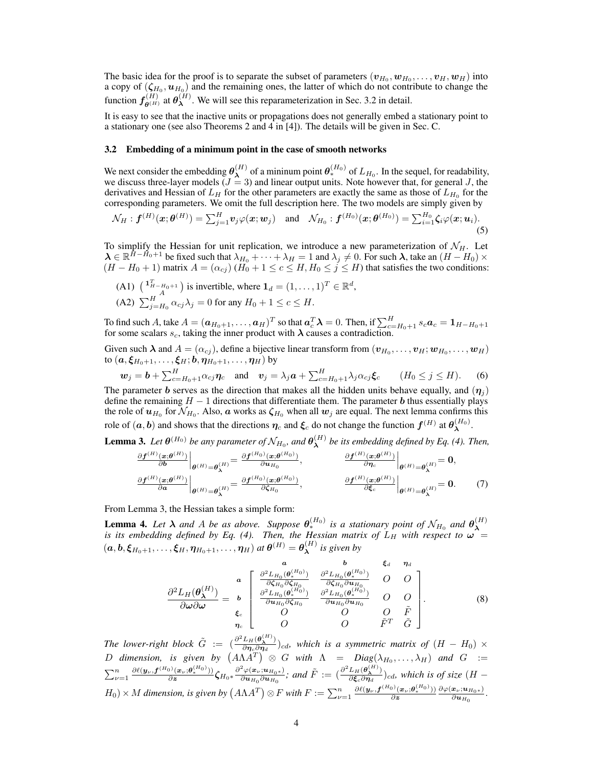The basic idea for the proof is to separate the subset of parameters $(\boldsymbol{v}_{H_0}, \boldsymbol{w}_{H_0}, \ldots, \boldsymbol{v}_H, \boldsymbol{w}_H)$ into a copy of $(\boldsymbol{\zeta}_{H_0}, \boldsymbol{u}_{H_0})$ and the remaining ones, the latter of which do not contribute to change the function $\boldsymbol{f}^{(H)}_{\boldsymbol{\theta}^{(H)}}$ at $\boldsymbol{\theta}^{(H)}_{\boldsymbol{\lambda}}$. We will see this reparameterization in Sec. 3.2 in detail.

It is easy to see that the inactive units or propagations does not generally embed a stationary point to a stationary one (see also Theorems 2 and 4 in [4]). The details will be given in Sec. C.

### 3.2 Embedding of a minimum point in the case of smooth networks

We next consider the embedding $\boldsymbol{\theta}^{(H)}_{\boldsymbol{\lambda}}$ of a mininum point $\boldsymbol{\theta}^{(H_0)}_*$ of $L_{H_0}$. In the sequel, for readability, we discuss three-layer models ($J = 3$) and linear output units. Note however that, for general $J$, the derivatives and Hessian of $L_H$ for the other parameters are exactly the same as those of $L_{H_0}$ for the corresponding parameters. We omit the full description here. The two models are simply given by

$$\mathcal{N}_H : \boldsymbol{f}^{(H)}(\boldsymbol{x};\boldsymbol{\theta}^{(H)}) = \textstyle\sum_{j=1}^H \boldsymbol{v}_j \varphi(\boldsymbol{x};\boldsymbol{w}_j) \quad \text{and} \quad \mathcal{N}_{H_0} : \boldsymbol{f}^{(H_0)}(\boldsymbol{x};\boldsymbol{\theta}^{(H_0)}) = \textstyle\sum_{i=1}^{H_0} \boldsymbol{\zeta}_i \varphi(\boldsymbol{x};\boldsymbol{u}_i). \tag{5}$$

To simplify the Hessian for unit replication, we introduce a new parameterization of $\mathcal{N}_H$. Let $\boldsymbol{\lambda} \in \mathbb{R}^{H-H_0+1}$ be fixed such that $\lambda_{H_0} + \cdots + \lambda_H = 1$ and $\lambda_j \neq 0$. For such $\boldsymbol{\lambda}$, take an $(H - H_0) \times (H - H_0 + 1)$ matrix $A = (\alpha_{cj})$ $(H_0 + 1 \le c \le H, H_0 \le j \le H)$ that satisfies the two conditions:

(A1) $\begin{pmatrix} \mathbf{1}^T_{H-H_0+1} \\ A \end{pmatrix}$ is invertible, where $\mathbf{1}_d = (1, \ldots, 1)^T \in \mathbb{R}^d$,

(A2) $\sum_{j=H_0}^H \alpha_{cj}\lambda_j = 0$ for any $H_0 + 1 \le c \le H$.

To find such $A$, take $A = (\boldsymbol{a}_{H_0+1}, \ldots, \boldsymbol{a}_H)^T$ so that $\boldsymbol{a}_c^T \boldsymbol{\lambda} = 0$. Then, if $\sum_{c=H_0+1}^H s_c \boldsymbol{a}_c = \mathbf{1}_{H-H_0+1}$ for some scalars $s_c$, taking the inner product with $\boldsymbol{\lambda}$ causes a contradiction.

Given such $\boldsymbol{\lambda}$ and $A = (\alpha_{cj})$, define a bijective linear transform from $(\boldsymbol{v}_{H_0}, \ldots, \boldsymbol{v}_H; \boldsymbol{w}_{H_0}, \ldots, \boldsymbol{w}_H)$ to $(\boldsymbol{a}, \boldsymbol{\xi}_{H_0+1}, \ldots, \boldsymbol{\xi}_H; \boldsymbol{b}, \boldsymbol{\eta}_{H_0+1}, \ldots, \boldsymbol{\eta}_H)$ by

$$\boldsymbol{w}_j = \boldsymbol{b} + \textstyle\sum_{c=H_0+1}^H \alpha_{cj}\boldsymbol{\eta}_c \quad \text{and} \quad \boldsymbol{v}_j = \lambda_j \boldsymbol{a} + \textstyle\sum_{c=H_0+1}^H \lambda_j \alpha_{cj} \boldsymbol{\xi}_c \qquad (H_0 \le j \le H). \tag{6}$$

The parameter $\boldsymbol{b}$ serves as the direction that makes all the hidden units behave equally, and $(\boldsymbol{\eta}_j)$ define the remaining $H - 1$ directions that differentiate them. The parameter $\boldsymbol{b}$ thus essentially plays the role of $\boldsymbol{u}_{H_0}$ for $\mathcal{N}_{H_0}$. Also, $\boldsymbol{a}$ works as $\boldsymbol{\zeta}_{H_0}$ when all $\boldsymbol{w}_j$ are equal. The next lemma confirms this role of $(\boldsymbol{a}, \boldsymbol{b})$ and shows that the directions $\boldsymbol{\eta}_c$ and $\boldsymbol{\xi}_c$ do not change the function $\boldsymbol{f}^{(H)}$ at $\boldsymbol{\theta}^{(H_0)}_{\boldsymbol{\lambda}}$.

**Lemma 3.** *Let $\boldsymbol{\theta}^{(H_0)}$ be any parameter of $\mathcal{N}_{H_0}$, and $\boldsymbol{\theta}^{(H)}_{\boldsymbol{\lambda}}$ be its embedding defined by Eq. (4). Then,*

$$\left.\frac{\partial \boldsymbol{f}^{(H)}(\boldsymbol{x};\boldsymbol{\theta}^{(H)})}{\partial \boldsymbol{b}}\right|_{\boldsymbol{\theta}^{(H)}=\boldsymbol{\theta}^{(H)}_{\boldsymbol{\lambda}}} = \frac{\partial \boldsymbol{f}^{(H_0)}(\boldsymbol{x};\boldsymbol{\theta}^{(H_0)})}{\partial \boldsymbol{u}_{H_0}}, \qquad \left.\frac{\partial \boldsymbol{f}^{(H)}(\boldsymbol{x};\boldsymbol{\theta}^{(H)})}{\partial \boldsymbol{\eta}_c}\right|_{\boldsymbol{\theta}^{(H)}=\boldsymbol{\theta}^{(H)}_{\boldsymbol{\lambda}}} = \mathbf{0},$$
$$\left.\frac{\partial \boldsymbol{f}^{(H)}(\boldsymbol{x};\boldsymbol{\theta}^{(H)})}{\partial \boldsymbol{a}}\right|_{\boldsymbol{\theta}^{(H)}=\boldsymbol{\theta}^{(H)}_{\boldsymbol{\lambda}}} = \frac{\partial \boldsymbol{f}^{(H_0)}(\boldsymbol{x};\boldsymbol{\theta}^{(H_0)})}{\partial \boldsymbol{\zeta}_{H_0}}, \qquad \left.\frac{\partial \boldsymbol{f}^{(H)}(\boldsymbol{x};\boldsymbol{\theta}^{(H)})}{\partial \boldsymbol{\xi}_c}\right|_{\boldsymbol{\theta}^{(H)}=\boldsymbol{\theta}^{(H)}_{\boldsymbol{\lambda}}} = \mathbf{0}. \tag{7}$$

From Lemma 3, the Hessian takes a simple form:

**Lemma 4.** *Let $\boldsymbol{\lambda}$ and $A$ be as above. Suppose $\boldsymbol{\theta}^{(H_0)}_*$ is a stationary point of $\mathcal{N}_{H_0}$ and $\boldsymbol{\theta}^{(H)}_{\boldsymbol{\lambda}}$ is its embedding defined by Eq. (4). Then, the Hessian matrix of $L_H$ with respect to $\boldsymbol{\omega} = (\boldsymbol{a}, \boldsymbol{b}, \boldsymbol{\xi}_{H_0+1}, \ldots, \boldsymbol{\xi}_H, \boldsymbol{\eta}_{H_0+1}, \ldots, \boldsymbol{\eta}_H)$ at $\boldsymbol{\theta}^{(H)} = \boldsymbol{\theta}^{(H)}_{\boldsymbol{\lambda}}$ is given by*

$$\frac{\partial^2 L_H(\boldsymbol{\theta}^{(H)}_{\boldsymbol{\lambda}})}{\partial \boldsymbol{\omega} \partial \boldsymbol{\omega}} = \begin{array}{c} \\ \boldsymbol{a} \\ \boldsymbol{b} \\ \boldsymbol{\xi}_c \\ \boldsymbol{\eta}_c \end{array} \begin{array}{c} \begin{array}{cccc} \quad\quad\quad \boldsymbol{a} & \quad\quad\quad\quad \boldsymbol{b} & \quad\quad \boldsymbol{\xi}_d & \boldsymbol{\eta}_d \end{array} \\ \left[\begin{array}{cccc} \frac{\partial^2 L_{H_0}(\boldsymbol{\theta}^{(H_0)}_*)}{\partial \boldsymbol{\zeta}_{H_0} \partial \boldsymbol{\zeta}_{H_0}} & \frac{\partial^2 L_{H_0}(\boldsymbol{\theta}^{(H_0)}_*)}{\partial \boldsymbol{\zeta}_{H_0} \partial \boldsymbol{u}_{H_0}} & O & O \\ \frac{\partial^2 L_{H_0}(\boldsymbol{\theta}^{(H_0)}_*)}{\partial \boldsymbol{u}_{H_0} \partial \boldsymbol{\zeta}_{H_0}} & \frac{\partial^2 L_{H_0}(\boldsymbol{\theta}^{(H_0)}_*)}{\partial \boldsymbol{u}_{H_0} \partial \boldsymbol{u}_{H_0}} & O & O \\ O & O & O & \tilde{F} \\ O & O & \tilde{F}^T & \tilde{G} \end{array}\right] \end{array}. \tag{8}$$

*The lower-right block $\tilde{G} := \left(\frac{\partial^2 L_H(\boldsymbol{\theta}^{(H)}_{\boldsymbol{\lambda}})}{\partial \boldsymbol{\eta}_c \partial \boldsymbol{\eta}_d}\right)_{cd}$, which is a symmetric matrix of $(H - H_0) \times D$ dimension, is given by $\left(A \Lambda A^T\right) \otimes G$ with $\Lambda = Diag(\lambda_{H_0}, \ldots, \lambda_H)$ and $G := \sum_{\nu=1}^n \frac{\partial \ell(\boldsymbol{y}_\nu, \boldsymbol{f}^{(H_0)}(\boldsymbol{x}_\nu;\boldsymbol{\theta}^{(H_0)}_*))}{\partial \boldsymbol{z}} \boldsymbol{\zeta}_{H_0 *} \frac{\partial^2 \varphi(\boldsymbol{x}_\nu;\boldsymbol{u}_{H_0 *})}{\partial \boldsymbol{u}_{H_0} \partial \boldsymbol{u}_{H_0}}$; and $\tilde{F} := \left(\frac{\partial^2 L_H(\boldsymbol{\theta}^{(H)}_{\boldsymbol{\lambda}})}{\partial \boldsymbol{\xi}_c \partial \boldsymbol{\eta}_d}\right)_{cd}$, which is of size $(H - H_0) \times M$ dimension, is given by $\left(A \Lambda A^T\right) \otimes F$ with $F := \sum_{\nu=1}^n \frac{\partial \ell(\boldsymbol{y}_\nu, \boldsymbol{f}^{(H_0)}(\boldsymbol{x}_\nu;\boldsymbol{\theta}^{(H_0)}_*))}{\partial \boldsymbol{z}} \frac{\partial \varphi(\boldsymbol{x}_\nu;\boldsymbol{u}_{H_0 *})}{\partial \boldsymbol{u}_{H_0}}$.*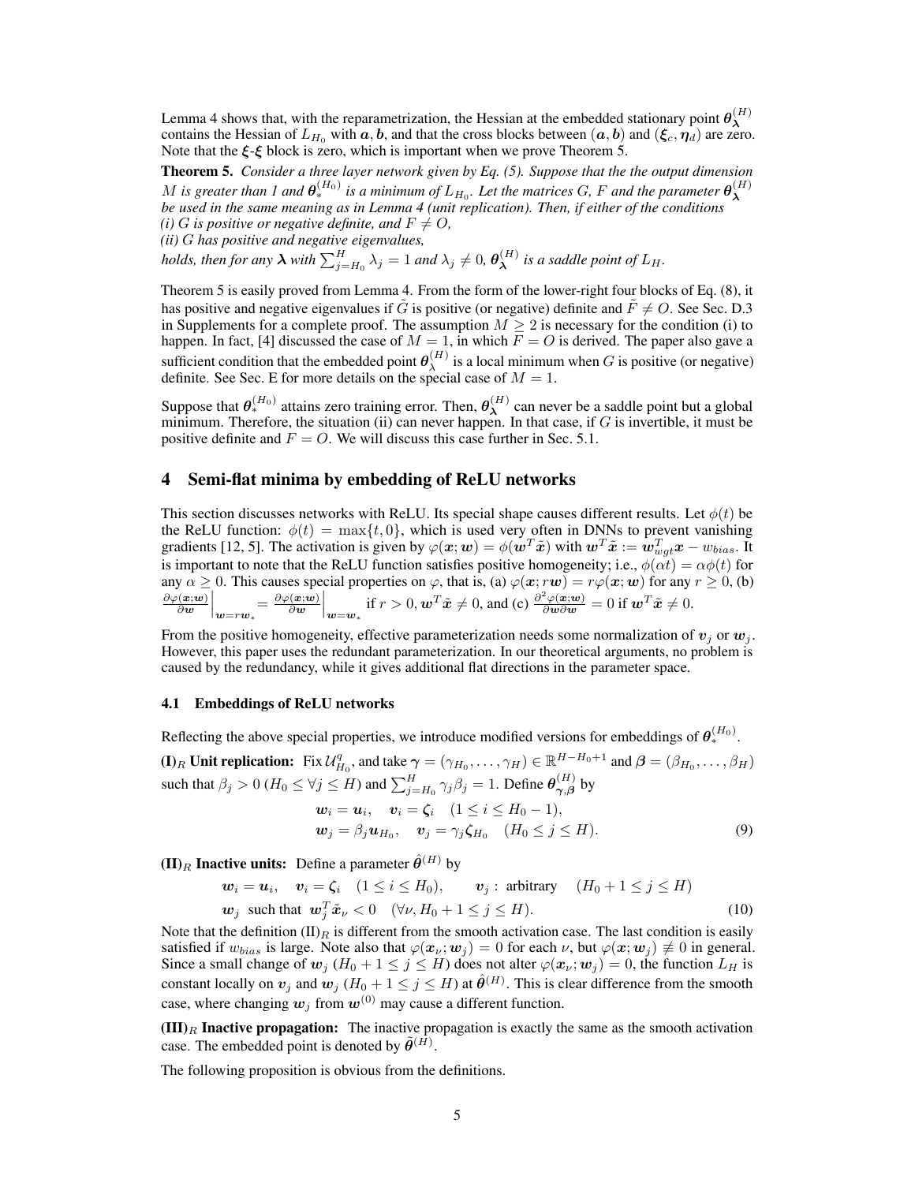Lemma 4 shows that, with the reparametrization, the Hessian at the embedded stationary point $\boldsymbol{\theta}_{\boldsymbol{\lambda}}^{(H)}$ contains the Hessian of $L_{H_0}$ with $\boldsymbol{a}, \boldsymbol{b}$, and that the cross blocks between $(\boldsymbol{a}, \boldsymbol{b})$ and $(\boldsymbol{\xi}_c, \boldsymbol{\eta}_d)$ are zero. Note that the $\boldsymbol{\xi}$-$\boldsymbol{\xi}$ block is zero, which is important when we prove Theorem 5.

**Theorem 5.** *Consider a three layer network given by Eq. (5). Suppose that the the output dimension $M$ is greater than 1 and $\boldsymbol{\theta}_*^{(H_0)}$ is a minimum of $L_{H_0}$. Let the matrices $G$, $F$ and the parameter $\boldsymbol{\theta}_{\boldsymbol{\lambda}}^{(H)}$ be used in the same meaning as in Lemma 4 (unit replication). Then, if either of the conditions*
*(i) $G$ is positive or negative definite, and $F \neq O$,*
*(ii) $G$ has positive and negative eigenvalues,*
*holds, then for any $\boldsymbol{\lambda}$ with $\sum_{j=H_0}^{H} \lambda_j = 1$ and $\lambda_j \neq 0$, $\boldsymbol{\theta}_{\boldsymbol{\lambda}}^{(H)}$ is a saddle point of $L_H$.*

Theorem 5 is easily proved from Lemma 4. From the form of the lower-right four blocks of Eq. (8), it has positive and negative eigenvalues if $\tilde{G}$ is positive (or negative) definite and $\tilde{F} \neq O$. See Sec. D.3 in Supplements for a complete proof. The assumption $M \geq 2$ is necessary for the condition (i) to happen. In fact, [4] discussed the case of $M = 1$, in which $F = O$ is derived. The paper also gave a sufficient condition that the embedded point $\boldsymbol{\theta}_{\lambda}^{(H)}$ is a local minimum when $G$ is positive (or negative) definite. See Sec. E for more details on the special case of $M = 1$.

Suppose that $\boldsymbol{\theta}_*^{(H_0)}$ attains zero training error. Then, $\boldsymbol{\theta}_{\boldsymbol{\lambda}}^{(H)}$ can never be a saddle point but a global minimum. Therefore, the situation (ii) can never happen. In that case, if $G$ is invertible, it must be positive definite and $F = O$. We will discuss this case further in Sec. 5.1.

## 4 Semi-flat minima by embedding of ReLU networks

This section discusses networks with ReLU. Its special shape causes different results. Let $\phi(t)$ be the ReLU function: $\phi(t) = \max\{t, 0\}$, which is used very often in DNNs to prevent vanishing gradients [12, 5]. The activation is given by $\varphi(\boldsymbol{x}; \boldsymbol{w}) = \phi(\boldsymbol{w}^T \tilde{\boldsymbol{x}})$ with $\boldsymbol{w}^T \tilde{\boldsymbol{x}} := \boldsymbol{w}_{wgt}^T \boldsymbol{x} - w_{bias}$. It is important to note that the ReLU function satisfies positive homogeneity; i.e., $\phi(\alpha t) = \alpha \phi(t)$ for any $\alpha \geq 0$. This causes special properties on $\varphi$, that is, (a) $\varphi(\boldsymbol{x}; r\boldsymbol{w}) = r\varphi(\boldsymbol{x}; \boldsymbol{w})$ for any $r \geq 0$, (b) $\left.\frac{\partial \varphi(\boldsymbol{x};\boldsymbol{w})}{\partial \boldsymbol{w}}\right|_{\boldsymbol{w}=r\boldsymbol{w}_*} = \left.\frac{\partial \varphi(\boldsymbol{x};\boldsymbol{w})}{\partial \boldsymbol{w}}\right|_{\boldsymbol{w}=\boldsymbol{w}_*}$ if $r > 0, \boldsymbol{w}^T \tilde{\boldsymbol{x}} \neq 0$, and (c) $\frac{\partial^2 \varphi(\boldsymbol{x};\boldsymbol{w})}{\partial \boldsymbol{w} \partial \boldsymbol{w}} = 0$ if $\boldsymbol{w}^T \tilde{\boldsymbol{x}} \neq 0$.

From the positive homogeneity, effective parameterization needs some normalization of $\boldsymbol{v}_j$ or $\boldsymbol{w}_j$. However, this paper uses the redundant parameterization. In our theoretical arguments, no problem is caused by the redundancy, while it gives additional flat directions in the parameter space.

### 4.1 Embeddings of ReLU networks

Reflecting the above special properties, we introduce modified versions for embeddings of $\boldsymbol{\theta}_*^{(H_0)}$.

**(I)$_R$ Unit replication:** Fix $\mathcal{U}_{H_0}^q$, and take $\boldsymbol{\gamma} = (\gamma_{H_0}, \ldots, \gamma_H) \in \mathbb{R}^{H-H_0+1}$ and $\boldsymbol{\beta} = (\beta_{H_0}, \ldots, \beta_H)$ such that $\beta_j > 0$ $(H_0 \leq \forall j \leq H)$ and $\sum_{j=H_0}^{H} \gamma_j \beta_j = 1$. Define $\boldsymbol{\theta}_{\boldsymbol{\gamma},\boldsymbol{\beta}}^{(H)}$ by

$$
\begin{aligned}
&\boldsymbol{w}_i = \boldsymbol{u}_i, \quad \boldsymbol{v}_i = \boldsymbol{\zeta}_i \quad (1 \leq i \leq H_0 - 1), \\
&\boldsymbol{w}_j = \beta_j \boldsymbol{u}_{H_0}, \quad \boldsymbol{v}_j = \gamma_j \boldsymbol{\zeta}_{H_0} \quad (H_0 \leq j \leq H).
\end{aligned} \tag{9}
$$

**(II)$_R$ Inactive units:** Define a parameter $\hat{\boldsymbol{\theta}}^{(H)}$ by

$$
\begin{aligned}
&\boldsymbol{w}_i = \boldsymbol{u}_i, \quad \boldsymbol{v}_i = \boldsymbol{\zeta}_i \quad (1 \leq i \leq H_0), \qquad \boldsymbol{v}_j : \text{ arbitrary} \quad (H_0 + 1 \leq j \leq H) \\
&\boldsymbol{w}_j \;\text{ such that }\; \boldsymbol{w}_j^T \tilde{\boldsymbol{x}}_\nu < 0 \quad (\forall \nu, H_0 + 1 \leq j \leq H).
\end{aligned} \tag{10}
$$

Note that the definition (II)$_R$ is different from the smooth activation case. The last condition is easily satisfied if $w_{bias}$ is large. Note also that $\varphi(\boldsymbol{x}_\nu; \boldsymbol{w}_j) = 0$ for each $\nu$, but $\varphi(\boldsymbol{x}; \boldsymbol{w}_j) \not\equiv 0$ in general. Since a small change of $\boldsymbol{w}_j$ $(H_0 + 1 \leq j \leq H)$ does not alter $\varphi(\boldsymbol{x}_\nu; \boldsymbol{w}_j) = 0$, the function $L_H$ is constant locally on $\boldsymbol{v}_j$ and $\boldsymbol{w}_j$ $(H_0 + 1 \leq j \leq H)$ at $\hat{\boldsymbol{\theta}}^{(H)}$. This is clear difference from the smooth case, where changing $\boldsymbol{w}_j$ from $\boldsymbol{w}^{(0)}$ may cause a different function.

**(III)$_R$ Inactive propagation:** The inactive propagation is exactly the same as the smooth activation case. The embedded point is denoted by $\tilde{\boldsymbol{\theta}}^{(H)}$.

The following proposition is obvious from the definitions.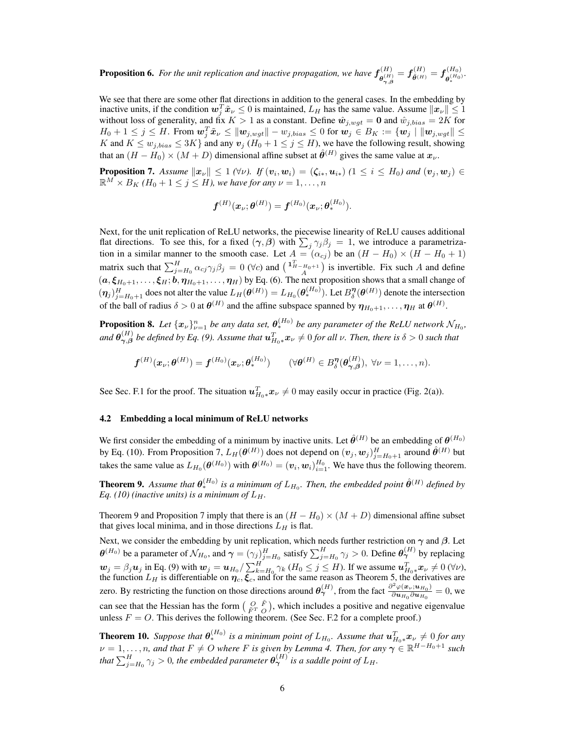**Proposition 6.** *For the unit replication and inactive propagation, we have $\boldsymbol{f}^{(H)}_{\boldsymbol{\theta}^{(H)}_{\boldsymbol{\gamma},\boldsymbol{\beta}}} = \boldsymbol{f}^{(H)}_{\hat{\boldsymbol{\theta}}^{(H)}} = \boldsymbol{f}^{(H_0)}_{\boldsymbol{\theta}^{(H_0)}_*}$.*

We see that there are some other flat directions in addition to the general cases. In the embedding by inactive units, if the condition $\boldsymbol{w}_j^T \tilde{\boldsymbol{x}}_\nu \leq 0$ is maintained, $L_H$ has the same value. Assume $\|\boldsymbol{x}_\nu\| \leq 1$ without loss of generality, and fix $K > 1$ as a constant. Define $\hat{\boldsymbol{w}}_{j,wgt} = \boldsymbol{0}$ and $\hat{w}_{j,bias} = 2K$ for $H_0 + 1 \leq j \leq H$. From $\boldsymbol{w}_j^T \tilde{\boldsymbol{x}}_\nu \leq \|\boldsymbol{w}_{j,wgt}\| - w_{j,bias} \leq 0$ for $\boldsymbol{w}_j \in B_K := \{\boldsymbol{w}_j \mid \|\boldsymbol{w}_{j,wgt}\| \leq K \text{ and } K \leq w_{j,bias} \leq 3K\}$ and any $\boldsymbol{v}_j$ ($H_0 + 1 \leq j \leq H$), we have the following result, showing that an $(H - H_0) \times (M + D)$ dimensional affine subset at $\hat{\boldsymbol{\theta}}^{(H)}$ gives the same value at $\boldsymbol{x}_\nu$.

**Proposition 7.** *Assume $\|\boldsymbol{x}_\nu\| \leq 1$ $(\forall \nu)$. If $(\boldsymbol{v}_i, \boldsymbol{w}_i) = (\boldsymbol{\zeta}_{i*}, \boldsymbol{u}_{i*})$ $(1 \leq i \leq H_0)$ and $(\boldsymbol{v}_j, \boldsymbol{w}_j) \in \mathbb{R}^M \times B_K$ $(H_0 + 1 \leq j \leq H)$, we have for any $\nu = 1, \ldots, n$*

$$\boldsymbol{f}^{(H)}(\boldsymbol{x}_\nu; \boldsymbol{\theta}^{(H)}) = \boldsymbol{f}^{(H_0)}(\boldsymbol{x}_\nu; \boldsymbol{\theta}^{(H_0)}_*).$$

Next, for the unit replication of ReLU networks, the piecewise linearity of ReLU causes additional flat directions. To see this, for a fixed $(\boldsymbol{\gamma}, \boldsymbol{\beta})$ with $\sum_j \gamma_j \beta_j = 1$, we introduce a parametrization in a similar manner to the smooth case. Let $A = (\alpha_{cj})$ be an $(H - H_0) \times (H - H_0 + 1)$ matrix such that $\sum_{j=H_0}^{H} \alpha_{cj} \gamma_j \beta_j = 0$ $(\forall c)$ and $\begin{pmatrix} \boldsymbol{1}^T_{H-H_0+1} \\ A \end{pmatrix}$ is invertible. Fix such $A$ and define $(\boldsymbol{a}, \boldsymbol{\xi}_{H_0+1}, \ldots, \boldsymbol{\xi}_H; \boldsymbol{b}, \boldsymbol{\eta}_{H_0+1}, \ldots, \boldsymbol{\eta}_H)$ by Eq. (6). The next proposition shows that a small change of $(\boldsymbol{\eta}_j)_{j=H_0+1}^H$ does not alter the value $L_H(\boldsymbol{\theta}^{(H)}) = L_{H_0}(\boldsymbol{\theta}^{(H_0)}_*)$. Let $B^{\boldsymbol{\eta}}_\delta(\boldsymbol{\theta}^{(H)})$ denote the intersection of the ball of radius $\delta > 0$ at $\boldsymbol{\theta}^{(H)}$ and the affine subspace spanned by $\boldsymbol{\eta}_{H_0+1}, \ldots, \boldsymbol{\eta}_H$ at $\boldsymbol{\theta}^{(H)}$.

**Proposition 8.** *Let $\{\boldsymbol{x}_\nu\}_{\nu=1}^n$ be any data set, $\boldsymbol{\theta}^{(H_0)}_*$ be any parameter of the ReLU network $\mathcal{N}_{H_0}$, and $\boldsymbol{\theta}^{(H)}_{\boldsymbol{\gamma},\boldsymbol{\beta}}$ be defined by Eq. (9). Assume that $\boldsymbol{u}^T_{H_0*}\boldsymbol{x}_\nu \neq 0$ for all $\nu$. Then, there is $\delta > 0$ such that*

$$\boldsymbol{f}^{(H)}(\boldsymbol{x}_\nu; \boldsymbol{\theta}^{(H)}) = \boldsymbol{f}^{(H_0)}(\boldsymbol{x}_\nu; \boldsymbol{\theta}^{(H_0)}_*) \qquad (\forall \boldsymbol{\theta}^{(H)} \in B^{\boldsymbol{\eta}}_\delta(\boldsymbol{\theta}^{(H)}_{\boldsymbol{\gamma},\boldsymbol{\beta}}),\ \forall \nu = 1, \ldots, n).$$

See Sec. F.1 for the proof. The situation $\boldsymbol{u}^T_{H_0*}\boldsymbol{x}_\nu \neq 0$ may easily occur in practice (Fig. 2(a)).

### 4.2 Embedding a local minimum of ReLU networks

We first consider the embedding of a minimum by inactive units. Let $\hat{\boldsymbol{\theta}}^{(H)}$ be an embedding of $\boldsymbol{\theta}^{(H_0)}$ by Eq. (10). From Proposition 7, $L_H(\boldsymbol{\theta}^{(H)})$ does not depend on $(\boldsymbol{v}_j, \boldsymbol{w}_j)_{j=H_0+1}^H$ around $\hat{\boldsymbol{\theta}}^{(H)}$ but takes the same value as $L_{H_0}(\boldsymbol{\theta}^{(H_0)})$ with $\boldsymbol{\theta}^{(H_0)} = (\boldsymbol{v}_i, \boldsymbol{w}_i)_{i=1}^{H_0}$. We have thus the following theorem.

**Theorem 9.** *Assume that $\boldsymbol{\theta}^{(H_0)}_*$ is a minimum of $L_{H_0}$. Then, the embedded point $\hat{\boldsymbol{\theta}}^{(H)}$ defined by Eq. (10) (inactive units) is a minimum of $L_H$.*

Theorem 9 and Proposition 7 imply that there is an $(H - H_0) \times (M + D)$ dimensional affine subset that gives local minima, and in those directions $L_H$ is flat.

Next, we consider the embedding by unit replication, which needs further restriction on $\boldsymbol{\gamma}$ and $\boldsymbol{\beta}$. Let $\boldsymbol{\theta}^{(H_0)}$ be a parameter of $\mathcal{N}_{H_0}$, and $\boldsymbol{\gamma} = (\gamma_j)_{j=H_0}^H$ satisfy $\sum_{j=H_0}^H \gamma_j > 0$. Define $\boldsymbol{\theta}^{(H)}_{\boldsymbol{\gamma}}$ by replacing $\boldsymbol{w}_j = \beta_j \boldsymbol{u}_j$ in Eq. (9) with $\boldsymbol{w}_j = \boldsymbol{u}_{H_0} / \sum_{k=H_0}^H \gamma_k$ $(H_0 \leq j \leq H)$. If we assume $\boldsymbol{u}^T_{H_0*}\boldsymbol{x}_\nu \neq 0$ $(\forall \nu)$, the function $L_H$ is differentiable on $\boldsymbol{\eta}_c, \boldsymbol{\xi}_c$, and for the same reason as Theorem 5, the derivatives are zero. By restricting the function on those directions around $\boldsymbol{\theta}^{(H)}_{\boldsymbol{\gamma}}$, from the fact $\frac{\partial^2 \varphi(\boldsymbol{x}_\nu; \boldsymbol{u}_{H_0})}{\partial \boldsymbol{u}_{H_0} \partial \boldsymbol{u}_{H_0}} = 0$, we can see that the Hessian has the form $\begin{pmatrix} O & \tilde{F} \\ \tilde{F}^T & O \end{pmatrix}$, which includes a positive and negative eigenvalue unless $F = O$. This derives the following theorem. (See Sec. F.2 for a complete proof.)

**Theorem 10.** *Suppose that $\boldsymbol{\theta}^{(H_0)}_*$ is a minimum point of $L_{H_0}$. Assume that $\boldsymbol{u}^T_{H_0*}\boldsymbol{x}_\nu \neq 0$ for any $\nu = 1, \ldots, n$, and that $F \neq O$ where $F$ is given by Lemma 4. Then, for any $\boldsymbol{\gamma} \in \mathbb{R}^{H-H_0+1}$ such that $\sum_{j=H_0}^H \gamma_j > 0$, the embedded parameter $\boldsymbol{\theta}^{(H)}_{\boldsymbol{\gamma}}$ is a saddle point of $L_H$.*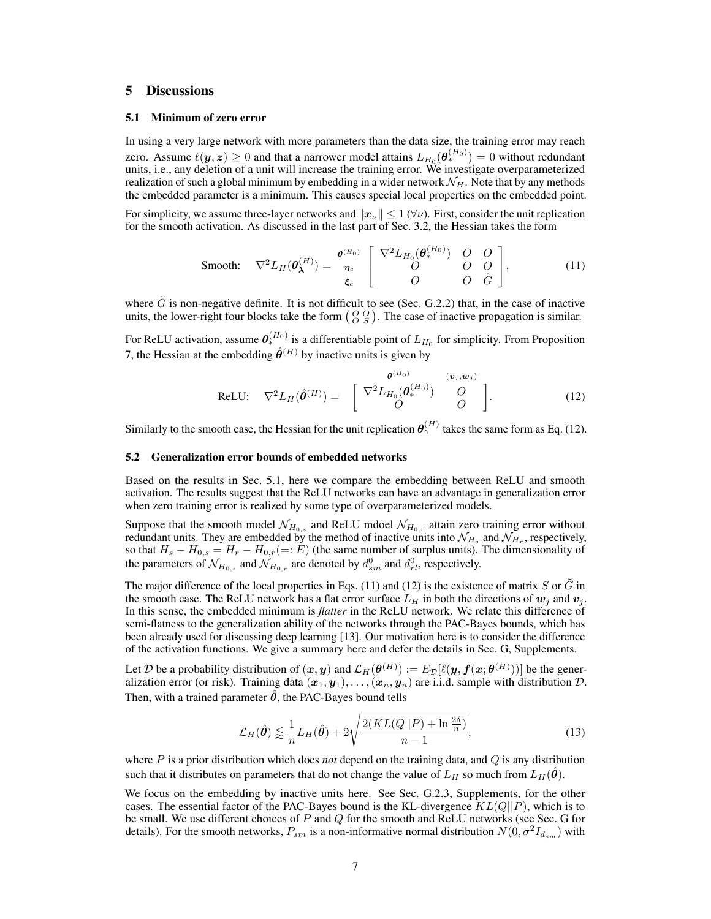## 5 Discussions

### 5.1 Minimum of zero error

In using a very large network with more parameters than the data size, the training error may reach zero. Assume $\ell(\boldsymbol{y}, \boldsymbol{z}) \geq 0$ and that a narrower model attains $L_{H_0}(\boldsymbol{\theta}_*^{(H_0)}) = 0$ without redundant units, i.e., any deletion of a unit will increase the training error. We investigate overparameterized realization of such a global minimum by embedding in a wider network $\mathcal{N}_H$. Note that by any methods the embedded parameter is a minimum. This causes special local properties on the embedded point.

For simplicity, we assume three-layer networks and $\|\boldsymbol{x}_\nu\| \leq 1$ $(\forall \nu)$. First, consider the unit replication for the smooth activation. As discussed in the last part of Sec. 3.2, the Hessian takes the form

$$\text{Smooth:} \quad \nabla^2 L_H(\boldsymbol{\theta}_{\boldsymbol{\lambda}}^{(H)}) = \begin{matrix} \scriptstyle \boldsymbol{\theta}^{(H_0)} \\ \scriptstyle \boldsymbol{\eta}_c \\ \scriptstyle \boldsymbol{\xi}_c \end{matrix} \begin{bmatrix} \nabla^2 L_{H_0}(\boldsymbol{\theta}_*^{(H_0)}) & O & O \\ O & O & O \\ O & O & \tilde{G} \end{bmatrix}, \tag{11}$$

where $\tilde{G}$ is non-negative definite. It is not difficult to see (Sec. G.2.2) that, in the case of inactive units, the lower-right four blocks take the form $\begin{pmatrix} O & O \\ O & S \end{pmatrix}$. The case of inactive propagation is similar.

For ReLU activation, assume $\boldsymbol{\theta}_*^{(H_0)}$ is a differentiable point of $L_{H_0}$ for simplicity. From Proposition 7, the Hessian at the embedding $\hat{\boldsymbol{\theta}}^{(H)}$ by inactive units is given by

$$\text{ReLU:} \quad \nabla^2 L_H(\hat{\boldsymbol{\theta}}^{(H)}) = \begin{matrix} \scriptstyle \boldsymbol{\theta}^{(H_0)} \quad\quad\quad\quad \scriptstyle (\boldsymbol{v}_j, \boldsymbol{w}_j) \\ \begin{bmatrix} \nabla^2 L_{H_0}(\boldsymbol{\theta}_*^{(H_0)}) & O \\ O & O \end{bmatrix} \end{matrix}. \tag{12}$$

Similarly to the smooth case, the Hessian for the unit replication $\boldsymbol{\theta}_\gamma^{(H)}$ takes the same form as Eq. (12).

### 5.2 Generalization error bounds of embedded networks

Based on the results in Sec. 5.1, here we compare the embedding between ReLU and smooth activation. The results suggest that the ReLU networks can have an advantage in generalization error when zero training error is realized by some type of overparameterized models.

Suppose that the smooth model $\mathcal{N}_{H_{0,s}}$ and ReLU mdoel $\mathcal{N}_{H_{0,r}}$ attain zero training error without redundant units. They are embedded by the method of inactive units into $\mathcal{N}_{H_s}$ and $\mathcal{N}_{H_r}$, respectively, so that $H_s - H_{0,s} = H_r - H_{0,r} (=: E)$ (the same number of surplus units). The dimensionality of the parameters of $\mathcal{N}_{H_{0,s}}$ and $\mathcal{N}_{H_{0,r}}$ are denoted by $d_{sm}^0$ and $d_{rl}^0$, respectively.

The major difference of the local properties in Eqs. (11) and (12) is the existence of matrix $S$ or $\tilde{G}$ in the smooth case. The ReLU network has a flat error surface $L_H$ in both the directions of $\boldsymbol{w}_j$ and $\boldsymbol{v}_j$. In this sense, the embedded minimum is *flatter* in the ReLU network. We relate this difference of semi-flatness to the generalization ability of the networks through the PAC-Bayes bounds, which has been already used for discussing deep learning [13]. Our motivation here is to consider the difference of the activation functions. We give a summary here and defer the details in Sec. G, Supplements.

Let $\mathcal{D}$ be a probability distribution of $(\boldsymbol{x}, \boldsymbol{y})$ and $\mathcal{L}_H(\boldsymbol{\theta}^{(H)}) := E_{\mathcal{D}}[\ell(\boldsymbol{y}, \boldsymbol{f}(\boldsymbol{x}; \boldsymbol{\theta}^{(H)}))]$ be the generalization error (or risk). Training data $(\boldsymbol{x}_1, \boldsymbol{y}_1), \ldots, (\boldsymbol{x}_n, \boldsymbol{y}_n)$ are i.i.d. sample with distribution $\mathcal{D}$. Then, with a trained parameter $\hat{\boldsymbol{\theta}}$, the PAC-Bayes bound tells

$$\mathcal{L}_H(\hat{\boldsymbol{\theta}}) \lessapprox \frac{1}{n} L_H(\hat{\boldsymbol{\theta}}) + 2\sqrt{\frac{2(KL(Q||P) + \ln \frac{2\delta}{n})}{n-1}}, \tag{13}$$

where $P$ is a prior distribution which does *not* depend on the training data, and $Q$ is any distribution such that it distributes on parameters that do not change the value of $L_H$ so much from $L_H(\hat{\boldsymbol{\theta}})$.

We focus on the embedding by inactive units here. See Sec. G.2.3, Supplements, for the other cases. The essential factor of the PAC-Bayes bound is the KL-divergence $KL(Q||P)$, which is to be small. We use different choices of $P$ and $Q$ for the smooth and ReLU networks (see Sec. G for details). For the smooth networks, $P_{sm}$ is a non-informative normal distribution $N(0, \sigma^2 I_{d_{sm}})$ with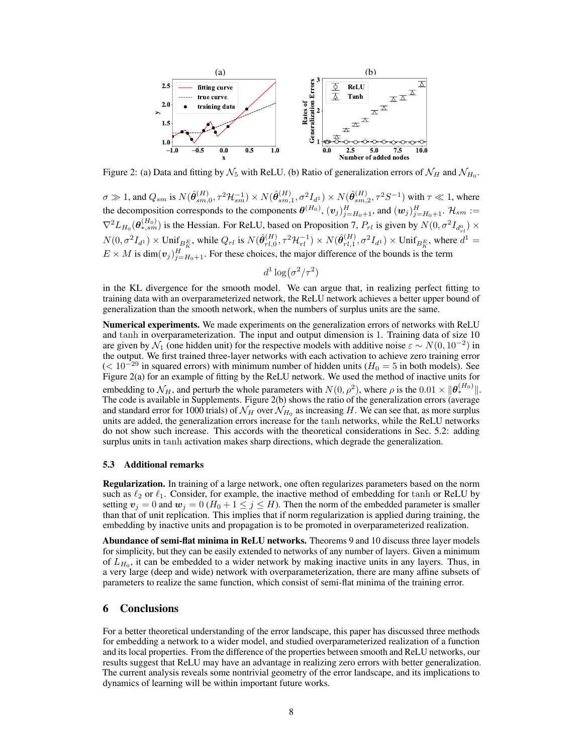Figure 2: (a) Data and fitting by $\mathcal{N}_5$ with ReLU. (b) Ratio of generalization errors of $\mathcal{N}_H$ and $\mathcal{N}_{H_0}$.

$\sigma \gg 1$, and $Q_{sm}$ is $N(\hat{\boldsymbol{\theta}}^{(H)}_{sm,0}, \tau^2 \mathcal{H}_{sm}^{-1}) \times N(\hat{\boldsymbol{\theta}}^{(H)}_{sm,1}, \sigma^2 I_{d^1}) \times N(\hat{\boldsymbol{\theta}}^{(H)}_{sm,2}, \tau^2 S^{-1})$ with $\tau \ll 1$, where the decomposition corresponds to the components $\boldsymbol{\theta}^{(H_0)}$, $(\boldsymbol{v}_j)_{j=H_0+1}^{H}$, and $(\boldsymbol{w}_j)_{j=H_0+1}^{H}$. $\mathcal{H}_{sm} := \nabla^2 L_{H_0}(\boldsymbol{\theta}^{(H_0)}_{*,sm})$ is the Hessian. For ReLU, based on Proposition 7, $P_{rl}$ is given by $N(0, \sigma^2 I_{d^0_{rl}}) \times N(0, \sigma^2 I_{d^1}) \times \mathrm{Unif}_{B^E_K}$, while $Q_{rl}$ is $N(\hat{\boldsymbol{\theta}}^{(H)}_{rl,0}, \tau^2 \mathcal{H}_{rl}^{-1}) \times N(\hat{\boldsymbol{\theta}}^{(H)}_{rl,1}, \sigma^2 I_{d^1}) \times \mathrm{Unif}_{B^E_K}$, where $d^1 = E \times M$ is $\dim(\boldsymbol{v}_j)_{j=H_0+1}^{H}$. For these choices, the major difference of the bounds is the term

$$d^1 \log(\sigma^2/\tau^2)$$

in the KL divergence for the smooth model. We can argue that, in realizing perfect fitting to training data with an overparameterized network, the ReLU network achieves a better upper bound of generalization than the smooth network, when the numbers of surplus units are the same.

**Numerical experiments.** We made experiments on the generalization errors of networks with ReLU and tanh in overparameterization. The input and output dimension is 1. Training data of size 10 are given by $\mathcal{N}_1$ (one hidden unit) for the respective models with additive noise $\varepsilon \sim N(0, 10^{-2})$ in the output. We first trained three-layer networks with each activation to achieve zero training error ($< 10^{-29}$ in squared errors) with minimum number of hidden units ($H_0 = 5$ in both models). See Figure 2(a) for an example of fitting by the ReLU network. We used the method of inactive units for embedding to $\mathcal{N}_H$, and perturb the whole parameters with $N(0, \rho^2)$, where $\rho$ is the $0.01 \times \|\boldsymbol{\theta}^{(H_0)}_*\|$. The code is available in Supplements. Figure 2(b) shows the ratio of the generalization errors (average and standard error for 1000 trials) of $\mathcal{N}_H$ over $\mathcal{N}_{H_0}$ as increasing $H$. We can see that, as more surplus units are added, the generalization errors increase for the tanh networks, while the ReLU networks do not show such increase. This accords with the theoretical considerations in Sec. 5.2: adding surplus units in tanh activation makes sharp directions, which degrade the generalization.

### 5.3 Additional remarks

**Regularization.** In training of a large network, one often regularizes parameters based on the norm such as $\ell_2$ or $\ell_1$. Consider, for example, the inactive method of embedding for tanh or ReLU by setting $\boldsymbol{v}_j = 0$ and $\boldsymbol{w}_j = 0$ ($H_0 + 1 \leq j \leq H$). Then the norm of the embedded parameter is smaller than that of unit replication. This implies that if norm regularization is applied during training, the embedding by inactive units and propagation is to be promoted in overparameterized realization.

**Abundance of semi-flat minima in ReLU networks.** Theorems 9 and 10 discuss three layer models for simplicity, but they can be easily extended to networks of any number of layers. Given a minimum of $L_{H_0}$, it can be embedded to a wider network by making inactive units in any layers. Thus, in a very large (deep and wide) network with overparameterization, there are many affine subsets of parameters to realize the same function, which consist of semi-flat minima of the training error.

## 6 Conclusions

For a better theoretical understanding of the error landscape, this paper has discussed three methods for embedding a network to a wider model, and studied overparameterized realization of a function and its local properties. From the difference of the properties between smooth and ReLU networks, our results suggest that ReLU may have an advantage in realizing zero errors with better generalization. The current analysis reveals some nontrivial geometry of the error landscape, and its implications to dynamics of learning will be within important future works.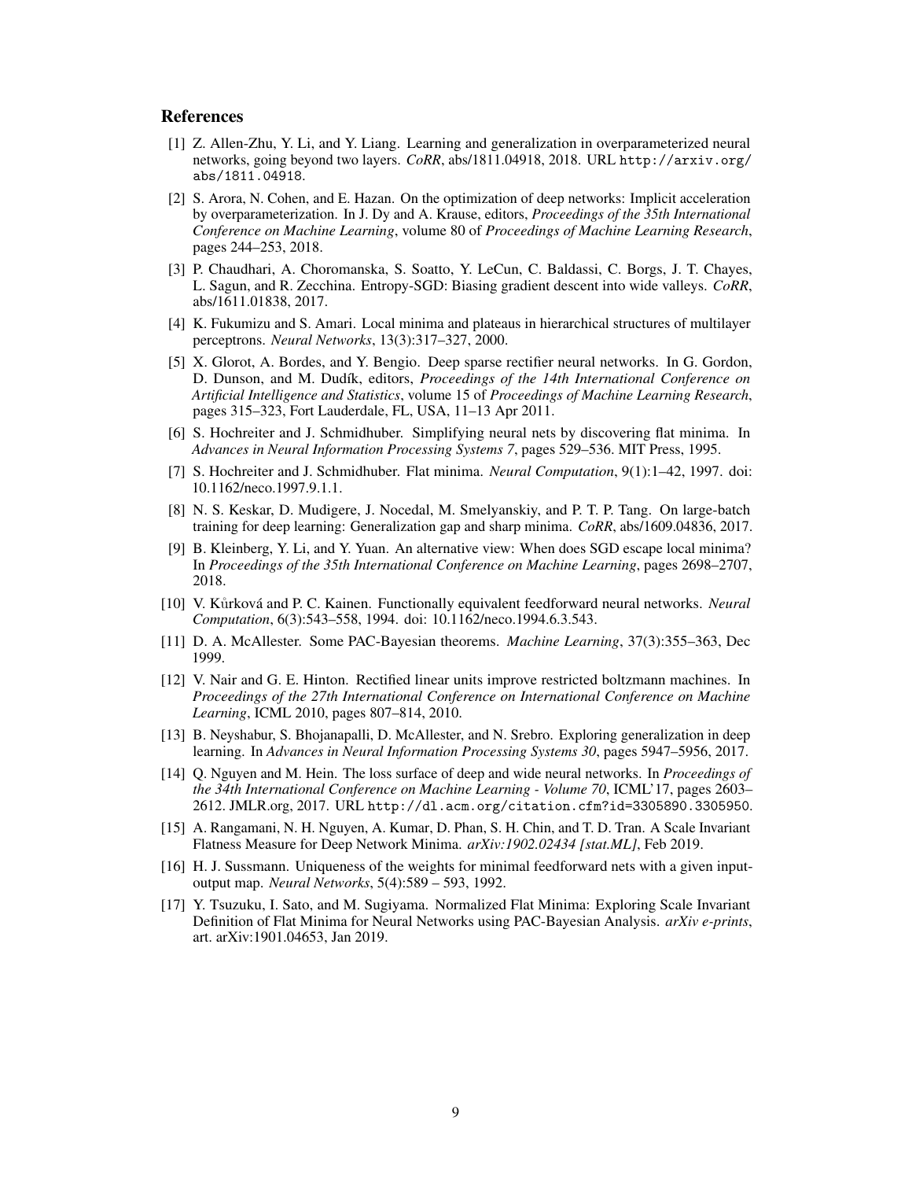## References

[1] Z. Allen-Zhu, Y. Li, and Y. Liang. Learning and generalization in overparameterized neural networks, going beyond two layers. *CoRR*, abs/1811.04918, 2018. URL `http://arxiv.org/abs/1811.04918`.

[2] S. Arora, N. Cohen, and E. Hazan. On the optimization of deep networks: Implicit acceleration by overparameterization. In J. Dy and A. Krause, editors, *Proceedings of the 35th International Conference on Machine Learning*, volume 80 of *Proceedings of Machine Learning Research*, pages 244–253, 2018.

[3] P. Chaudhari, A. Choromanska, S. Soatto, Y. LeCun, C. Baldassi, C. Borgs, J. T. Chayes, L. Sagun, and R. Zecchina. Entropy-SGD: Biasing gradient descent into wide valleys. *CoRR*, abs/1611.01838, 2017.

[4] K. Fukumizu and S. Amari. Local minima and plateaus in hierarchical structures of multilayer perceptrons. *Neural Networks*, 13(3):317–327, 2000.

[5] X. Glorot, A. Bordes, and Y. Bengio. Deep sparse rectifier neural networks. In G. Gordon, D. Dunson, and M. Dudík, editors, *Proceedings of the 14th International Conference on Artificial Intelligence and Statistics*, volume 15 of *Proceedings of Machine Learning Research*, pages 315–323, Fort Lauderdale, FL, USA, 11–13 Apr 2011.

[6] S. Hochreiter and J. Schmidhuber. Simplifying neural nets by discovering flat minima. In *Advances in Neural Information Processing Systems 7*, pages 529–536. MIT Press, 1995.

[7] S. Hochreiter and J. Schmidhuber. Flat minima. *Neural Computation*, 9(1):1–42, 1997. doi: 10.1162/neco.1997.9.1.1.

[8] N. S. Keskar, D. Mudigere, J. Nocedal, M. Smelyanskiy, and P. T. P. Tang. On large-batch training for deep learning: Generalization gap and sharp minima. *CoRR*, abs/1609.04836, 2017.

[9] B. Kleinberg, Y. Li, and Y. Yuan. An alternative view: When does SGD escape local minima? In *Proceedings of the 35th International Conference on Machine Learning*, pages 2698–2707, 2018.

[10] V. Kůrková and P. C. Kainen. Functionally equivalent feedforward neural networks. *Neural Computation*, 6(3):543–558, 1994. doi: 10.1162/neco.1994.6.3.543.

[11] D. A. McAllester. Some PAC-Bayesian theorems. *Machine Learning*, 37(3):355–363, Dec 1999.

[12] V. Nair and G. E. Hinton. Rectified linear units improve restricted boltzmann machines. In *Proceedings of the 27th International Conference on International Conference on Machine Learning*, ICML 2010, pages 807–814, 2010.

[13] B. Neyshabur, S. Bhojanapalli, D. McAllester, and N. Srebro. Exploring generalization in deep learning. In *Advances in Neural Information Processing Systems 30*, pages 5947–5956, 2017.

[14] Q. Nguyen and M. Hein. The loss surface of deep and wide neural networks. In *Proceedings of the 34th International Conference on Machine Learning - Volume 70*, ICML'17, pages 2603–2612. JMLR.org, 2017. URL `http://dl.acm.org/citation.cfm?id=3305890.3305950`.

[15] A. Rangamani, N. H. Nguyen, A. Kumar, D. Phan, S. H. Chin, and T. D. Tran. A Scale Invariant Flatness Measure for Deep Network Minima. *arXiv:1902.02434 [stat.ML]*, Feb 2019.

[16] H. J. Sussmann. Uniqueness of the weights for minimal feedforward nets with a given input-output map. *Neural Networks*, 5(4):589 – 593, 1992.

[17] Y. Tsuzuku, I. Sato, and M. Sugiyama. Normalized Flat Minima: Exploring Scale Invariant Definition of Flat Minima for Neural Networks using PAC-Bayesian Analysis. *arXiv e-prints*, art. arXiv:1901.04653, Jan 2019.